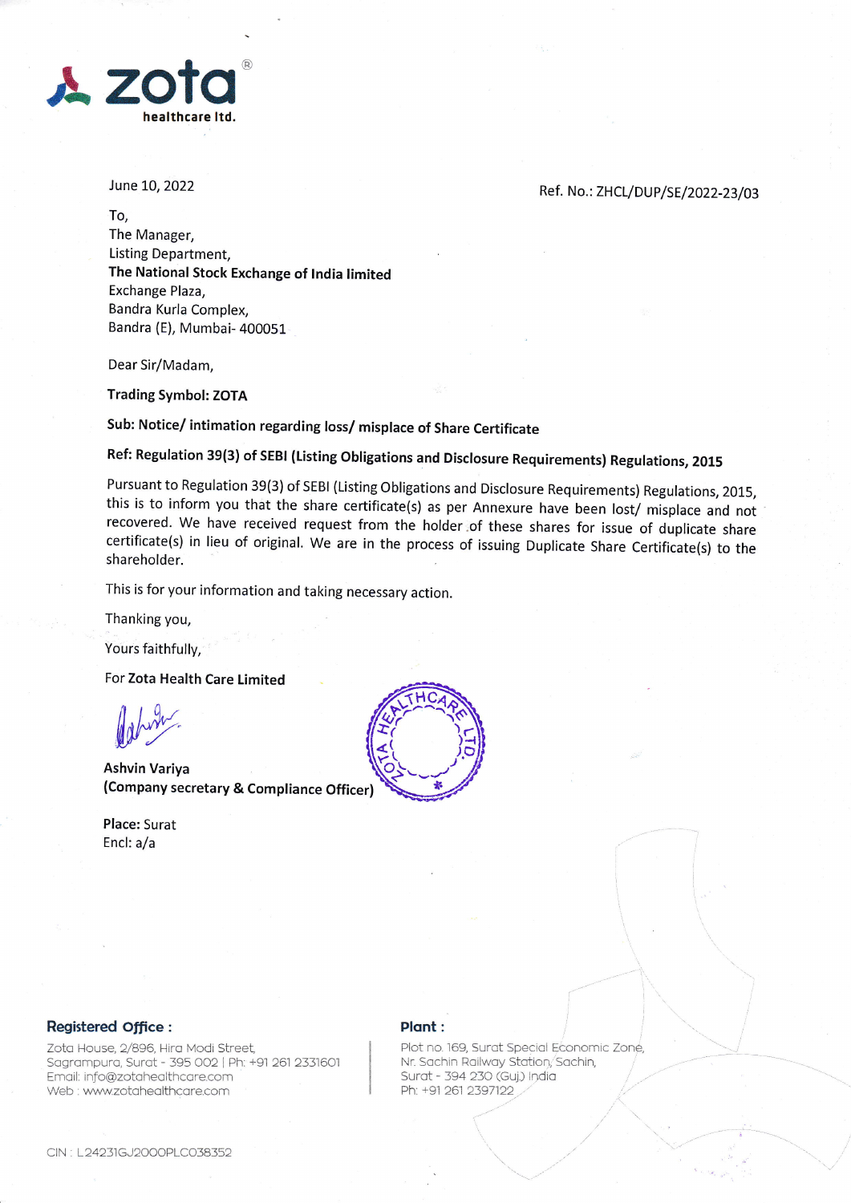**zota**
healthcare ltd.

June 10, 2022

Ref. No.: ZHCL/DUP/SE/2022-23/03

To,
The Manager,
Listing Department,
**The National Stock Exchange of India limited**
Exchange Plaza,
Bandra Kurla Complex,
Bandra (E), Mumbai- 400051

Dear Sir/Madam,

**Trading Symbol: ZOTA**

**Sub: Notice/ intimation regarding loss/ misplace of Share Certificate**

**Ref: Regulation 39(3) of SEBI (Listing Obligations and Disclosure Requirements) Regulations, 2015**

Pursuant to Regulation 39(3) of SEBI (Listing Obligations and Disclosure Requirements) Regulations, 2015, this is to inform you that the share certificate(s) as per Annexure have been lost/ misplace and not recovered. We have received request from the holder of these shares for issue of duplicate share certificate(s) in lieu of original. We are in the process of issuing Duplicate Share Certificate(s) to the shareholder.

This is for your information and taking necessary action.

Thanking you,

Yours faithfully,

For **Zota Health Care Limited**

**Ashvin Variya**
**(Company secretary & Compliance Officer)**

**Place:** Surat
Encl: a/a

**Registered Office :**
Zota House, 2/896, Hira Modi Street,
Sagrampura, Surat - 395 002 | Ph: +91 261 2331601
Email: info@zotahealthcare.com
Web : www.zotahealthcare.com

**Plant :**
Plot no. 169, Surat Special Economic Zone,
Nr. Sachin Railway Station, Sachin,
Surat - 394 230 (Guj.) India
Ph: +91 261 2397122

CIN : L24231GJ2000PLC038352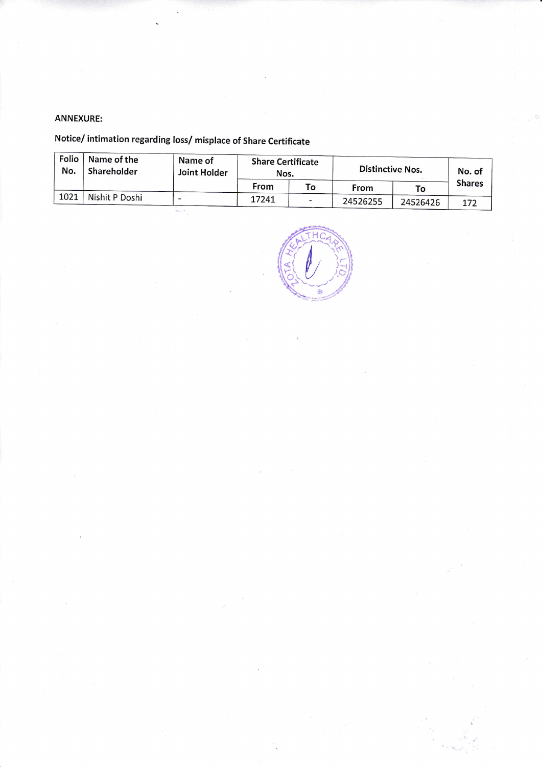**ANNEXURE:**

**Notice/ intimation regarding loss/ misplace of Share Certificate**

| Folio No. | Name of the Shareholder | Name of Joint Holder | Share Certificate Nos. | | Distinctive Nos. | | No. of Shares |
|---|---|---|---|---|---|---|---|
| | | | From | To | From | To | |
| 1021 | Nishit P Doshi | - | 17241 | - | 24526255 | 24526426 | 172 |

ZOTA HEALTHCARE LTD.